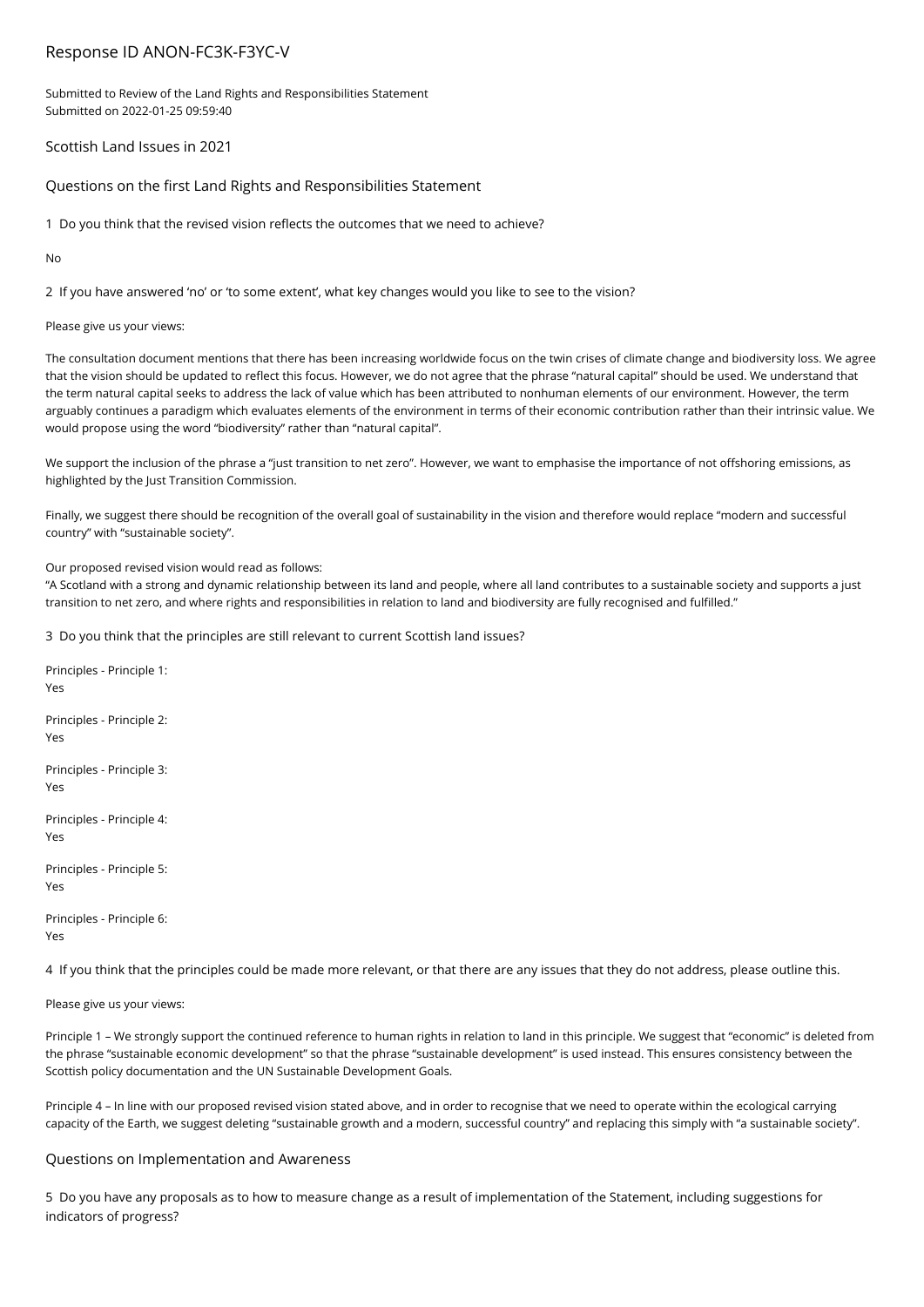# Response ID ANON-FC3K-F3YC-V

Submitted to Review of the Land Rights and Responsibilities Statement
Submitted on 2022-01-25 09:59:40

## Scottish Land Issues in 2021

## Questions on the first Land Rights and Responsibilities Statement

1 Do you think that the revised vision reflects the outcomes that we need to achieve?

No

2 If you have answered 'no' or 'to some extent', what key changes would you like to see to the vision?

Please give us your views:

The consultation document mentions that there has been increasing worldwide focus on the twin crises of climate change and biodiversity loss. We agree that the vision should be updated to reflect this focus. However, we do not agree that the phrase "natural capital" should be used. We understand that the term natural capital seeks to address the lack of value which has been attributed to nonhuman elements of our environment. However, the term arguably continues a paradigm which evaluates elements of the environment in terms of their economic contribution rather than their intrinsic value. We would propose using the word "biodiversity" rather than "natural capital".

We support the inclusion of the phrase a "just transition to net zero". However, we want to emphasise the importance of not offshoring emissions, as highlighted by the Just Transition Commission.

Finally, we suggest there should be recognition of the overall goal of sustainability in the vision and therefore would replace "modern and successful country" with "sustainable society".

Our proposed revised vision would read as follows:
"A Scotland with a strong and dynamic relationship between its land and people, where all land contributes to a sustainable society and supports a just transition to net zero, and where rights and responsibilities in relation to land and biodiversity are fully recognised and fulfilled."

3 Do you think that the principles are still relevant to current Scottish land issues?

Principles - Principle 1:
Yes

Principles - Principle 2:
Yes

Principles - Principle 3:
Yes

Principles - Principle 4:
Yes

Principles - Principle 5:
Yes

Principles - Principle 6:
Yes

4 If you think that the principles could be made more relevant, or that there are any issues that they do not address, please outline this.

Please give us your views:

Principle 1 – We strongly support the continued reference to human rights in relation to land in this principle. We suggest that "economic" is deleted from the phrase "sustainable economic development" so that the phrase "sustainable development" is used instead. This ensures consistency between the Scottish policy documentation and the UN Sustainable Development Goals.

Principle 4 – In line with our proposed revised vision stated above, and in order to recognise that we need to operate within the ecological carrying capacity of the Earth, we suggest deleting "sustainable growth and a modern, successful country" and replacing this simply with "a sustainable society".

## Questions on Implementation and Awareness

5 Do you have any proposals as to how to measure change as a result of implementation of the Statement, including suggestions for indicators of progress?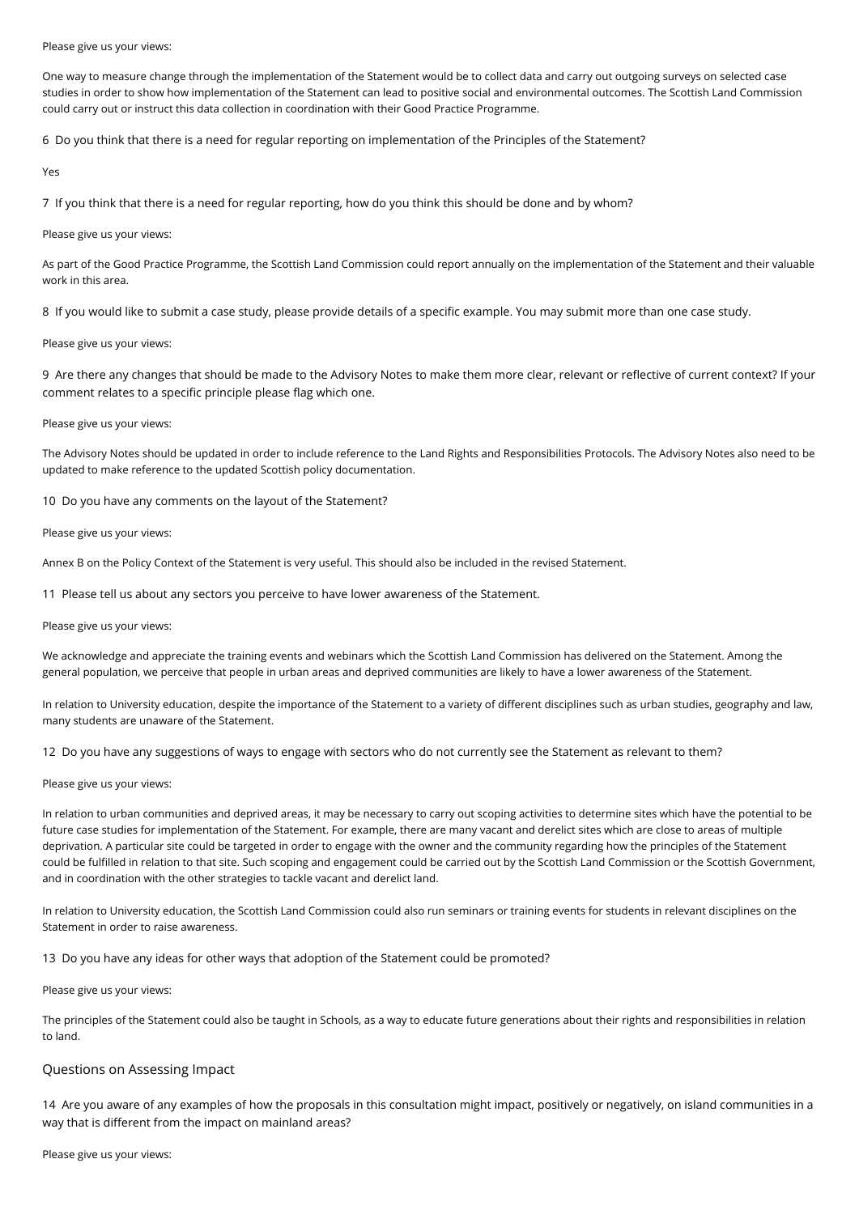Please give us your views:

One way to measure change through the implementation of the Statement would be to collect data and carry out outgoing surveys on selected case studies in order to show how implementation of the Statement can lead to positive social and environmental outcomes. The Scottish Land Commission could carry out or instruct this data collection in coordination with their Good Practice Programme.

6 Do you think that there is a need for regular reporting on implementation of the Principles of the Statement?

Yes

7 If you think that there is a need for regular reporting, how do you think this should be done and by whom?

Please give us your views:

As part of the Good Practice Programme, the Scottish Land Commission could report annually on the implementation of the Statement and their valuable work in this area.

8 If you would like to submit a case study, please provide details of a specific example. You may submit more than one case study.

Please give us your views:

9 Are there any changes that should be made to the Advisory Notes to make them more clear, relevant or reflective of current context? If your comment relates to a specific principle please flag which one.

Please give us your views:

The Advisory Notes should be updated in order to include reference to the Land Rights and Responsibilities Protocols. The Advisory Notes also need to be updated to make reference to the updated Scottish policy documentation.

10 Do you have any comments on the layout of the Statement?

Please give us your views:

Annex B on the Policy Context of the Statement is very useful. This should also be included in the revised Statement.

11 Please tell us about any sectors you perceive to have lower awareness of the Statement.

Please give us your views:

We acknowledge and appreciate the training events and webinars which the Scottish Land Commission has delivered on the Statement. Among the general population, we perceive that people in urban areas and deprived communities are likely to have a lower awareness of the Statement.

In relation to University education, despite the importance of the Statement to a variety of different disciplines such as urban studies, geography and law, many students are unaware of the Statement.

12 Do you have any suggestions of ways to engage with sectors who do not currently see the Statement as relevant to them?

Please give us your views:

In relation to urban communities and deprived areas, it may be necessary to carry out scoping activities to determine sites which have the potential to be future case studies for implementation of the Statement. For example, there are many vacant and derelict sites which are close to areas of multiple deprivation. A particular site could be targeted in order to engage with the owner and the community regarding how the principles of the Statement could be fulfilled in relation to that site. Such scoping and engagement could be carried out by the Scottish Land Commission or the Scottish Government, and in coordination with the other strategies to tackle vacant and derelict land.

In relation to University education, the Scottish Land Commission could also run seminars or training events for students in relevant disciplines on the Statement in order to raise awareness.

13 Do you have any ideas for other ways that adoption of the Statement could be promoted?

Please give us your views:

The principles of the Statement could also be taught in Schools, as a way to educate future generations about their rights and responsibilities in relation to land.

## Questions on Assessing Impact

14 Are you aware of any examples of how the proposals in this consultation might impact, positively or negatively, on island communities in a way that is different from the impact on mainland areas?

Please give us your views: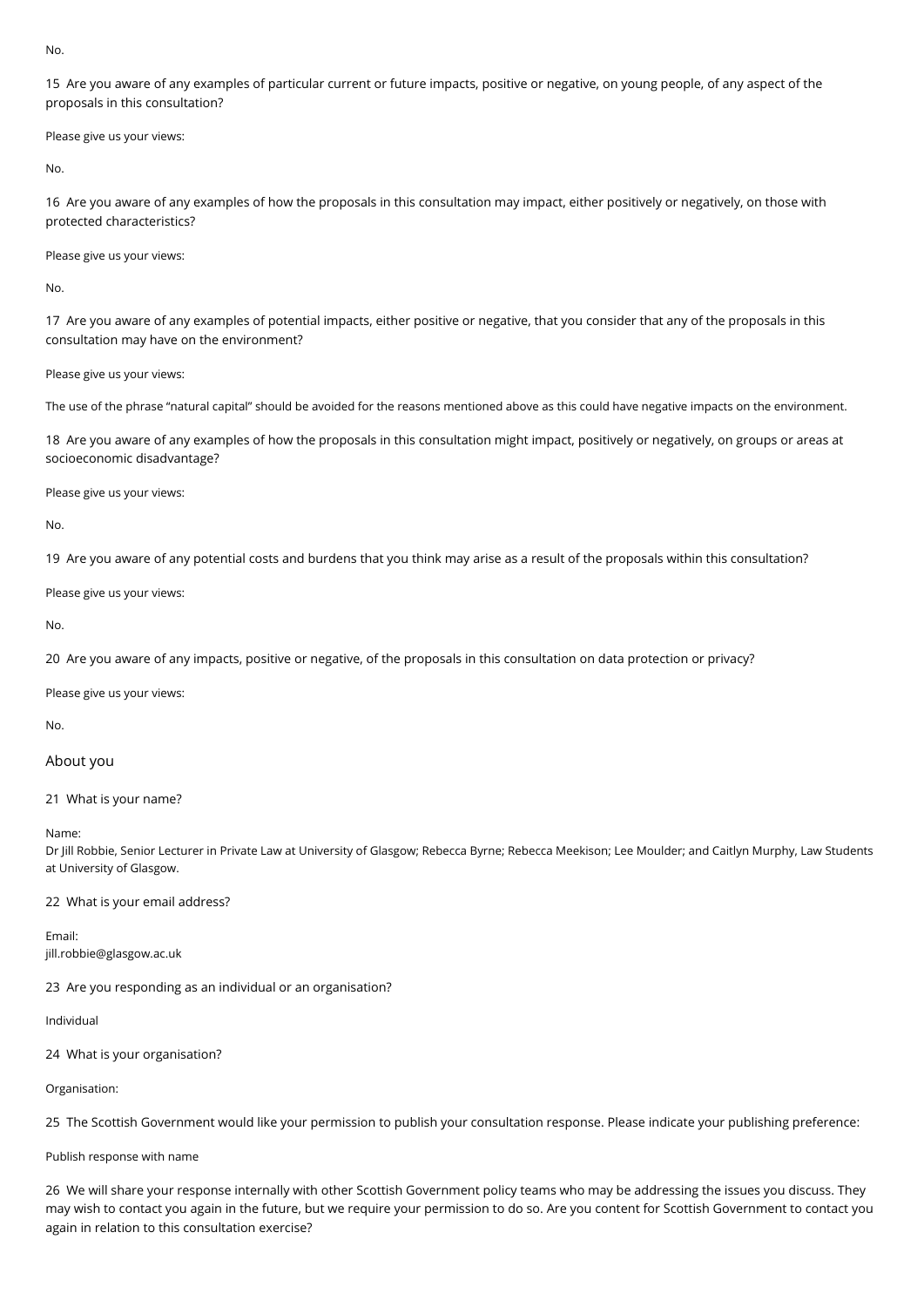No.

15 Are you aware of any examples of particular current or future impacts, positive or negative, on young people, of any aspect of the proposals in this consultation?

Please give us your views:

No.

16 Are you aware of any examples of how the proposals in this consultation may impact, either positively or negatively, on those with protected characteristics?

Please give us your views:

No.

17 Are you aware of any examples of potential impacts, either positive or negative, that you consider that any of the proposals in this consultation may have on the environment?

Please give us your views:

The use of the phrase "natural capital" should be avoided for the reasons mentioned above as this could have negative impacts on the environment.

18 Are you aware of any examples of how the proposals in this consultation might impact, positively or negatively, on groups or areas at socioeconomic disadvantage?

Please give us your views:

No.

19 Are you aware of any potential costs and burdens that you think may arise as a result of the proposals within this consultation?

Please give us your views:

No.

20 Are you aware of any impacts, positive or negative, of the proposals in this consultation on data protection or privacy?

Please give us your views:

No.

## About you

21 What is your name?

Name:
Dr Jill Robbie, Senior Lecturer in Private Law at University of Glasgow; Rebecca Byrne; Rebecca Meekison; Lee Moulder; and Caitlyn Murphy, Law Students at University of Glasgow.

22 What is your email address?

Email:
jill.robbie@glasgow.ac.uk

23 Are you responding as an individual or an organisation?

Individual

24 What is your organisation?

Organisation:

25 The Scottish Government would like your permission to publish your consultation response. Please indicate your publishing preference:

Publish response with name

26 We will share your response internally with other Scottish Government policy teams who may be addressing the issues you discuss. They may wish to contact you again in the future, but we require your permission to do so. Are you content for Scottish Government to contact you again in relation to this consultation exercise?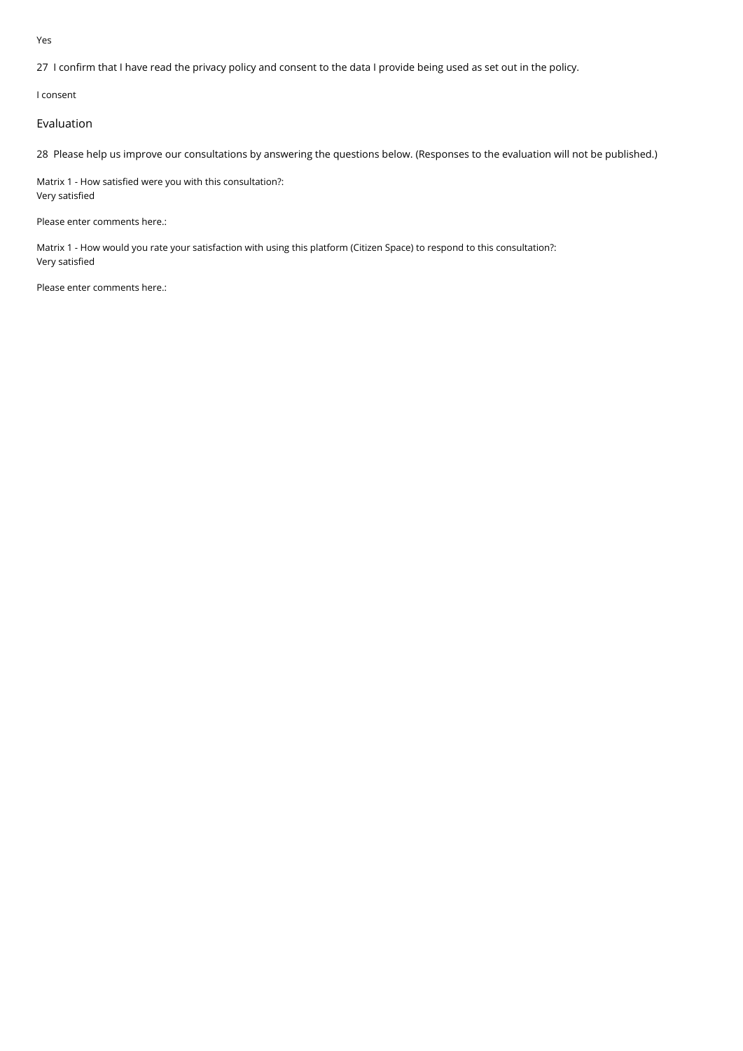Yes

27 I confirm that I have read the privacy policy and consent to the data I provide being used as set out in the policy.

I consent

## Evaluation

28 Please help us improve our consultations by answering the questions below. (Responses to the evaluation will not be published.)

Matrix 1 - How satisfied were you with this consultation?:
Very satisfied

Please enter comments here.:

Matrix 1 - How would you rate your satisfaction with using this platform (Citizen Space) to respond to this consultation?:
Very satisfied

Please enter comments here.: